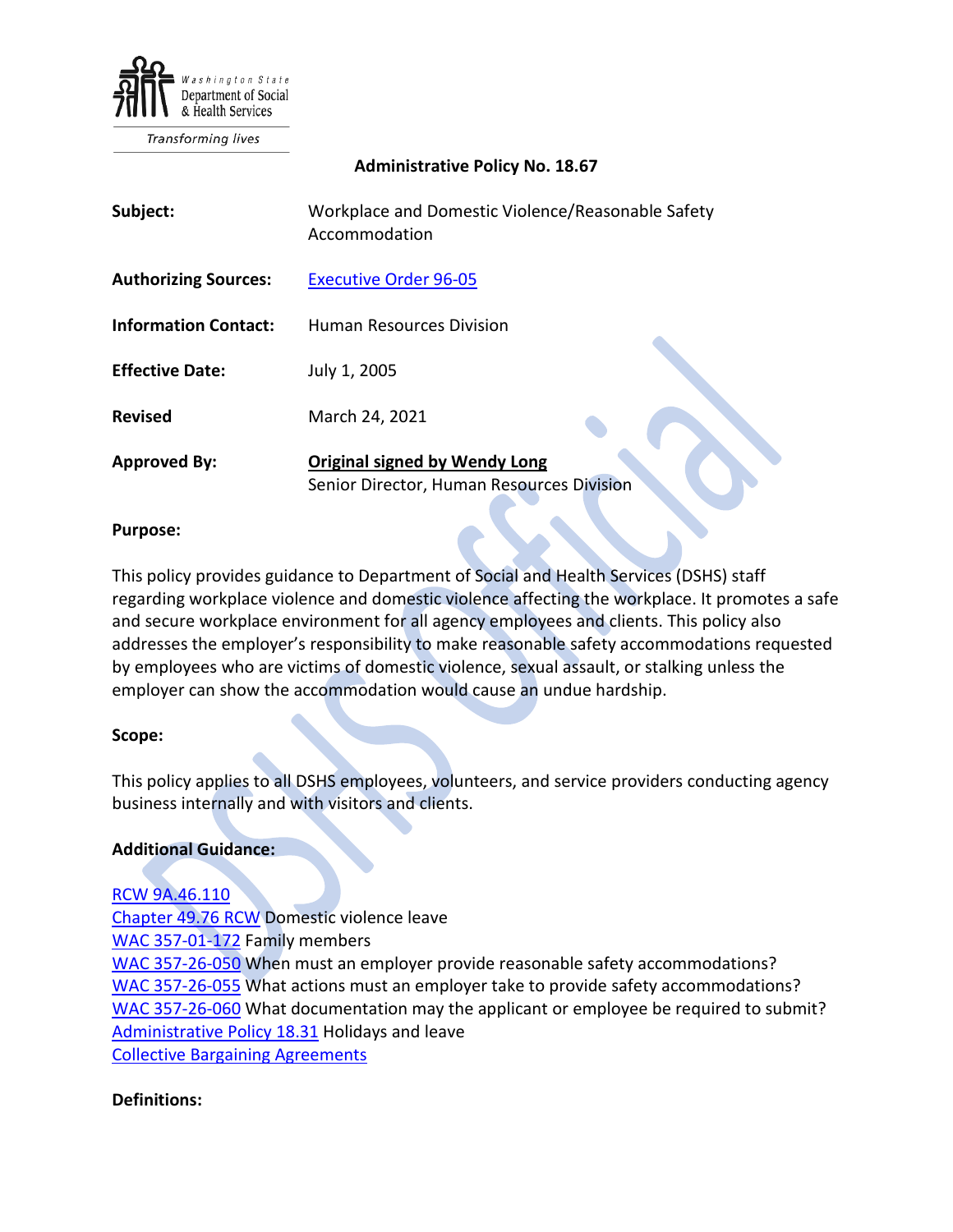Washington State Department of Social & Health Services

*Transforming lives*

**Administrative Policy No. 18.67**

| | |
|---|---|
| **Subject:** | Workplace and Domestic Violence/Reasonable Safety Accommodation |
| **Authorizing Sources:** | [Executive Order 96-05](#) |
| **Information Contact:** | Human Resources Division |
| **Effective Date:** | July 1, 2005 |
| **Revised** | March 24, 2021 |
| **Approved By:** | **Original signed by Wendy Long** Senior Director, Human Resources Division |

**Purpose:**

This policy provides guidance to Department of Social and Health Services (DSHS) staff regarding workplace violence and domestic violence affecting the workplace. It promotes a safe and secure workplace environment for all agency employees and clients. This policy also addresses the employer's responsibility to make reasonable safety accommodations requested by employees who are victims of domestic violence, sexual assault, or stalking unless the employer can show the accommodation would cause an undue hardship.

**Scope:**

This policy applies to all DSHS employees, volunteers, and service providers conducting agency business internally and with visitors and clients.

**Additional Guidance:**

RCW 9A.46.110
Chapter 49.76 RCW Domestic violence leave
WAC 357-01-172 Family members
WAC 357-26-050 When must an employer provide reasonable safety accommodations?
WAC 357-26-055 What actions must an employer take to provide safety accommodations?
WAC 357-26-060 What documentation may the applicant or employee be required to submit?
Administrative Policy 18.31 Holidays and leave
Collective Bargaining Agreements

**Definitions:**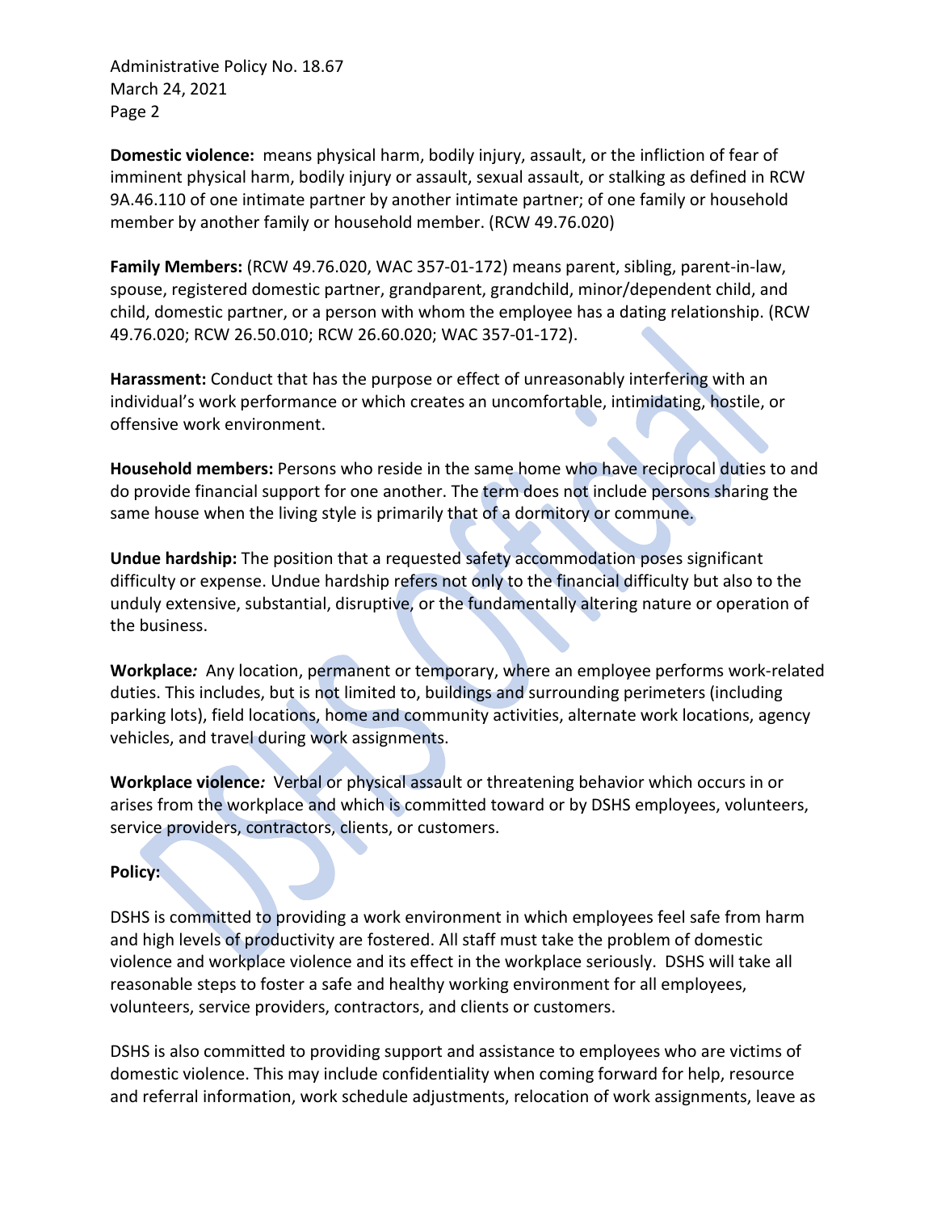**Domestic violence:** means physical harm, bodily injury, assault, or the infliction of fear of imminent physical harm, bodily injury or assault, sexual assault, or stalking as defined in RCW 9A.46.110 of one intimate partner by another intimate partner; of one family or household member by another family or household member. (RCW 49.76.020)

**Family Members:** (RCW 49.76.020, WAC 357-01-172) means parent, sibling, parent-in-law, spouse, registered domestic partner, grandparent, grandchild, minor/dependent child, and child, domestic partner, or a person with whom the employee has a dating relationship. (RCW 49.76.020; RCW 26.50.010; RCW 26.60.020; WAC 357-01-172).

**Harassment:** Conduct that has the purpose or effect of unreasonably interfering with an individual's work performance or which creates an uncomfortable, intimidating, hostile, or offensive work environment.

**Household members:** Persons who reside in the same home who have reciprocal duties to and do provide financial support for one another. The term does not include persons sharing the same house when the living style is primarily that of a dormitory or commune.

**Undue hardship:** The position that a requested safety accommodation poses significant difficulty or expense. Undue hardship refers not only to the financial difficulty but also to the unduly extensive, substantial, disruptive, or the fundamentally altering nature or operation of the business.

**Workplace***:* Any location, permanent or temporary, where an employee performs work-related duties. This includes, but is not limited to, buildings and surrounding perimeters (including parking lots), field locations, home and community activities, alternate work locations, agency vehicles, and travel during work assignments.

**Workplace violence***:* Verbal or physical assault or threatening behavior which occurs in or arises from the workplace and which is committed toward or by DSHS employees, volunteers, service providers, contractors, clients, or customers.

**Policy:**

DSHS is committed to providing a work environment in which employees feel safe from harm and high levels of productivity are fostered. All staff must take the problem of domestic violence and workplace violence and its effect in the workplace seriously. DSHS will take all reasonable steps to foster a safe and healthy working environment for all employees, volunteers, service providers, contractors, and clients or customers.

DSHS is also committed to providing support and assistance to employees who are victims of domestic violence. This may include confidentiality when coming forward for help, resource and referral information, work schedule adjustments, relocation of work assignments, leave as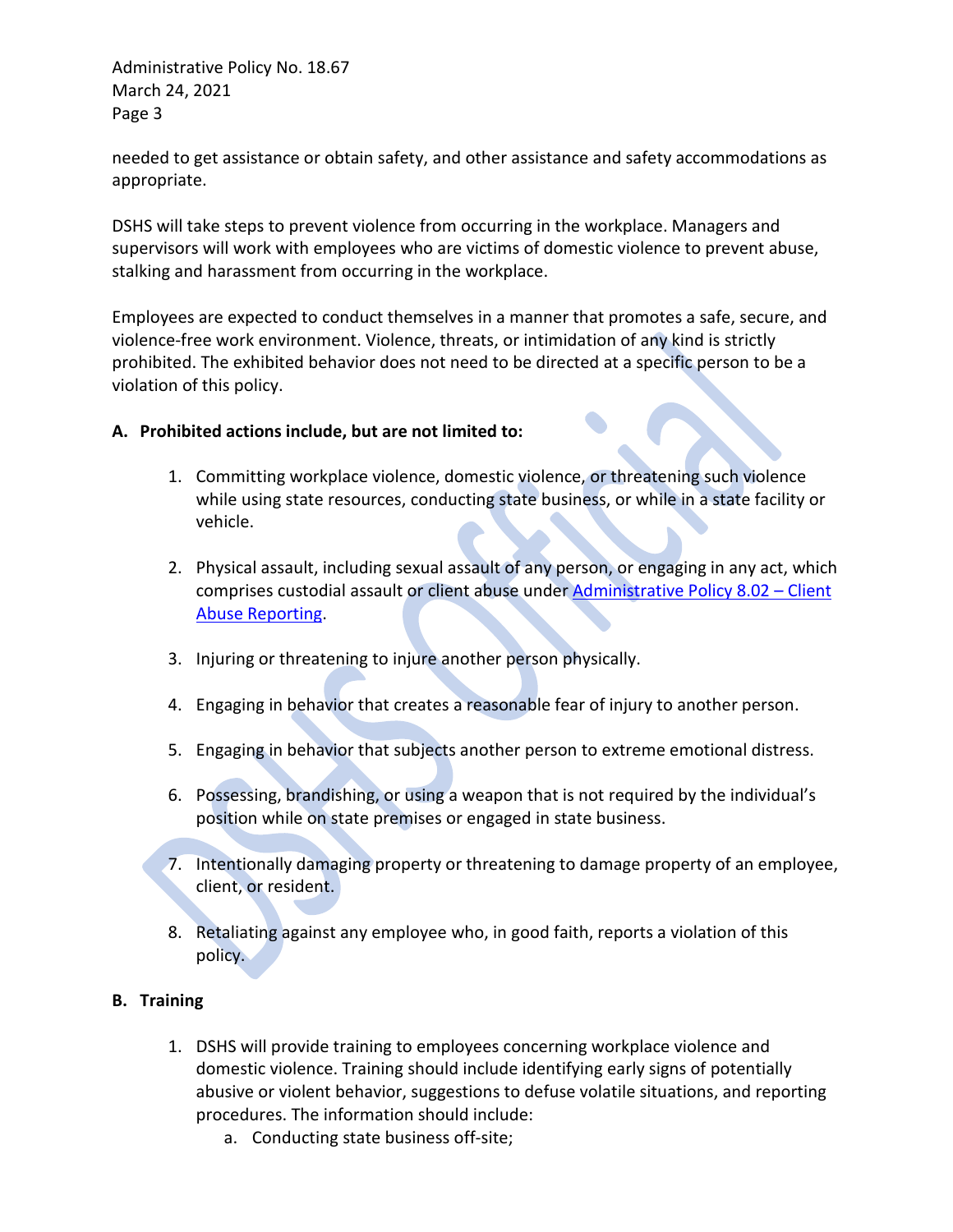needed to get assistance or obtain safety, and other assistance and safety accommodations as appropriate.

DSHS will take steps to prevent violence from occurring in the workplace. Managers and supervisors will work with employees who are victims of domestic violence to prevent abuse, stalking and harassment from occurring in the workplace.

Employees are expected to conduct themselves in a manner that promotes a safe, secure, and violence-free work environment. Violence, threats, or intimidation of any kind is strictly prohibited. The exhibited behavior does not need to be directed at a specific person to be a violation of this policy.

**A. Prohibited actions include, but are not limited to:**

1. Committing workplace violence, domestic violence, or threatening such violence while using state resources, conducting state business, or while in a state facility or vehicle.

2. Physical assault, including sexual assault of any person, or engaging in any act, which comprises custodial assault or client abuse under [Administrative Policy 8.02 – Client Abuse Reporting](#).

3. Injuring or threatening to injure another person physically.

4. Engaging in behavior that creates a reasonable fear of injury to another person.

5. Engaging in behavior that subjects another person to extreme emotional distress.

6. Possessing, brandishing, or using a weapon that is not required by the individual's position while on state premises or engaged in state business.

7. Intentionally damaging property or threatening to damage property of an employee, client, or resident.

8. Retaliating against any employee who, in good faith, reports a violation of this policy.

**B. Training**

1. DSHS will provide training to employees concerning workplace violence and domestic violence. Training should include identifying early signs of potentially abusive or violent behavior, suggestions to defuse volatile situations, and reporting procedures. The information should include:
   a. Conducting state business off-site;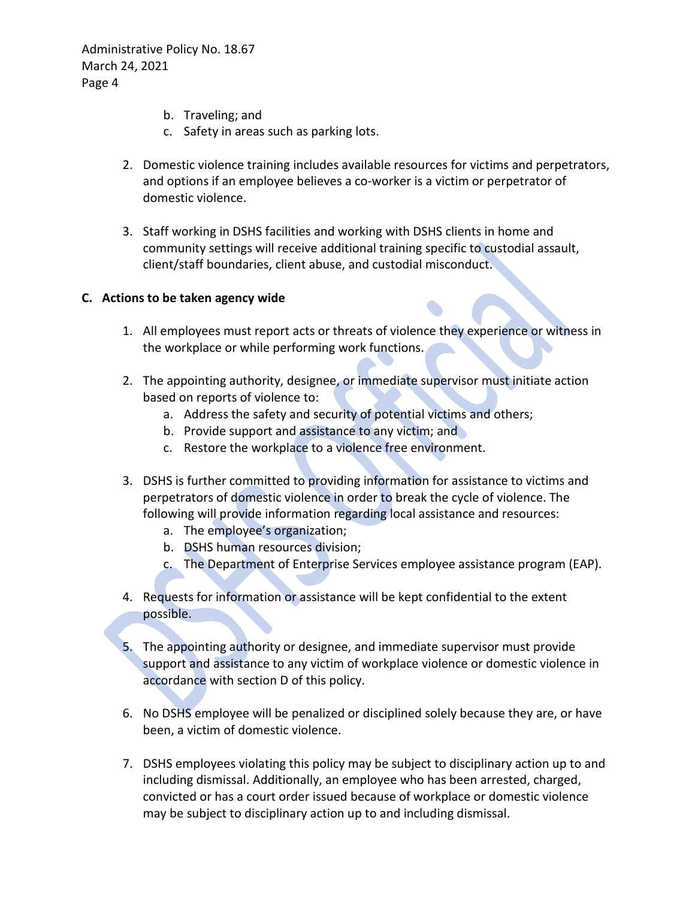b. Traveling; and
   c. Safety in areas such as parking lots.

2. Domestic violence training includes available resources for victims and perpetrators, and options if an employee believes a co-worker is a victim or perpetrator of domestic violence.

3. Staff working in DSHS facilities and working with DSHS clients in home and community settings will receive additional training specific to custodial assault, client/staff boundaries, client abuse, and custodial misconduct.

**C. Actions to be taken agency wide**

1. All employees must report acts or threats of violence they experience or witness in the workplace or while performing work functions.

2. The appointing authority, designee, or immediate supervisor must initiate action based on reports of violence to:
   a. Address the safety and security of potential victims and others;
   b. Provide support and assistance to any victim; and
   c. Restore the workplace to a violence free environment.

3. DSHS is further committed to providing information for assistance to victims and perpetrators of domestic violence in order to break the cycle of violence. The following will provide information regarding local assistance and resources:
   a. The employee's organization;
   b. DSHS human resources division;
   c. The Department of Enterprise Services employee assistance program (EAP).

4. Requests for information or assistance will be kept confidential to the extent possible.

5. The appointing authority or designee, and immediate supervisor must provide support and assistance to any victim of workplace violence or domestic violence in accordance with section D of this policy.

6. No DSHS employee will be penalized or disciplined solely because they are, or have been, a victim of domestic violence.

7. DSHS employees violating this policy may be subject to disciplinary action up to and including dismissal. Additionally, an employee who has been arrested, charged, convicted or has a court order issued because of workplace or domestic violence may be subject to disciplinary action up to and including dismissal.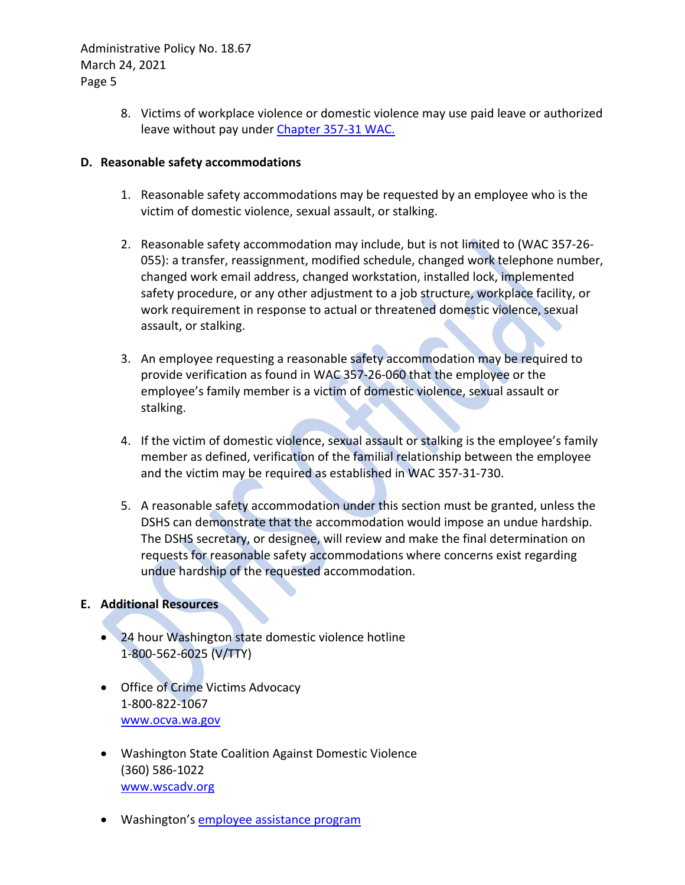8. Victims of workplace violence or domestic violence may use paid leave or authorized leave without pay under [Chapter 357-31 WAC.](#)

**D. Reasonable safety accommodations**

1. Reasonable safety accommodations may be requested by an employee who is the victim of domestic violence, sexual assault, or stalking.

2. Reasonable safety accommodation may include, but is not limited to (WAC 357-26-055): a transfer, reassignment, modified schedule, changed work telephone number, changed work email address, changed workstation, installed lock, implemented safety procedure, or any other adjustment to a job structure, workplace facility, or work requirement in response to actual or threatened domestic violence, sexual assault, or stalking.

3. An employee requesting a reasonable safety accommodation may be required to provide verification as found in WAC 357-26-060 that the employee or the employee's family member is a victim of domestic violence, sexual assault or stalking.

4. If the victim of domestic violence, sexual assault or stalking is the employee's family member as defined, verification of the familial relationship between the employee and the victim may be required as established in WAC 357-31-730.

5. A reasonable safety accommodation under this section must be granted, unless the DSHS can demonstrate that the accommodation would impose an undue hardship. The DSHS secretary, or designee, will review and make the final determination on requests for reasonable safety accommodations where concerns exist regarding undue hardship of the requested accommodation.

**E. Additional Resources**

- 24 hour Washington state domestic violence hotline
  1-800-562-6025 (V/TTY)

- Office of Crime Victims Advocacy
  1-800-822-1067
  [www.ocva.wa.gov](www.ocva.wa.gov)

- Washington State Coalition Against Domestic Violence
  (360) 586-1022
  [www.wscadv.org](www.wscadv.org)

- Washington's [employee assistance program](#)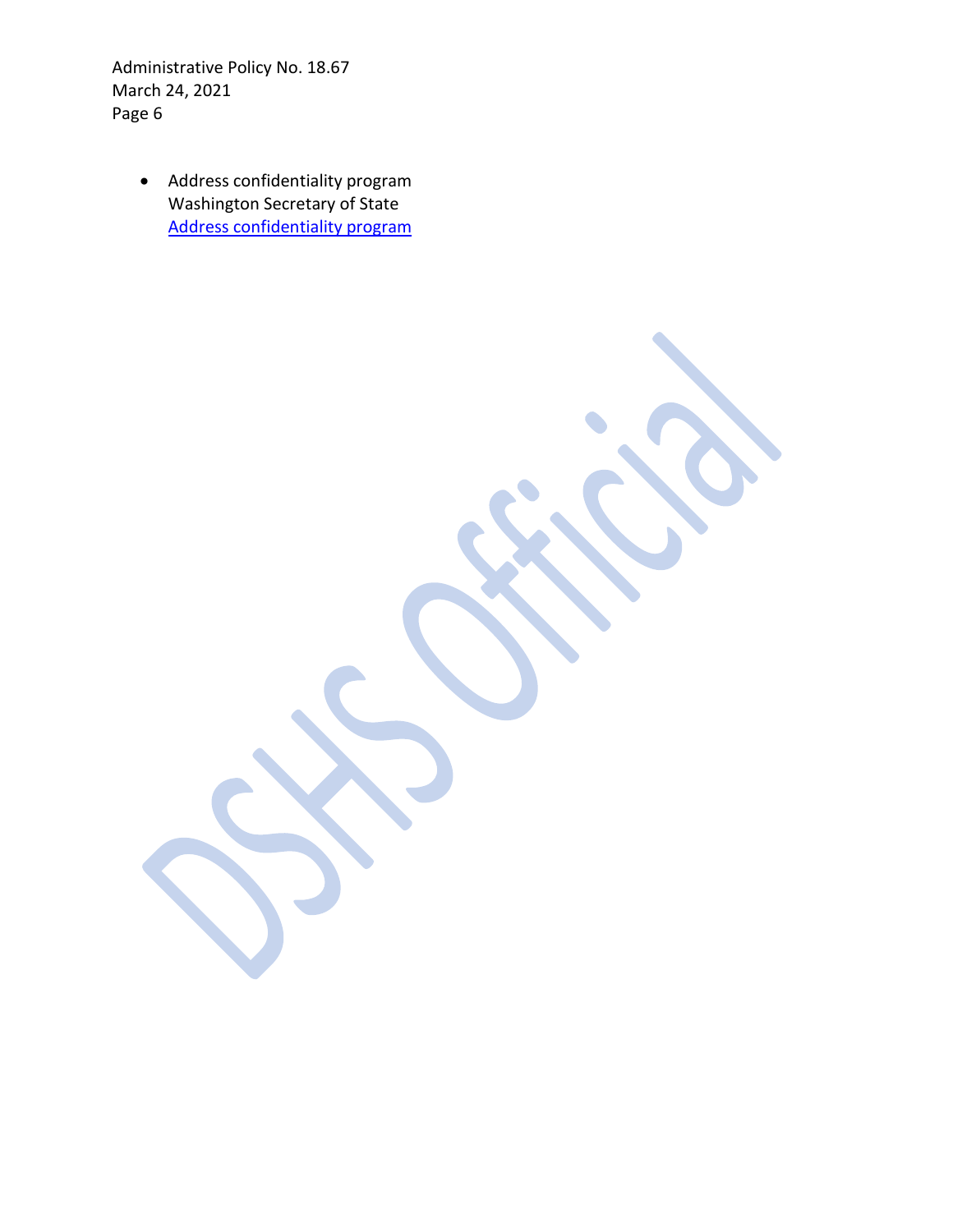- Address confidentiality program
  Washington Secretary of State
  Address confidentiality program